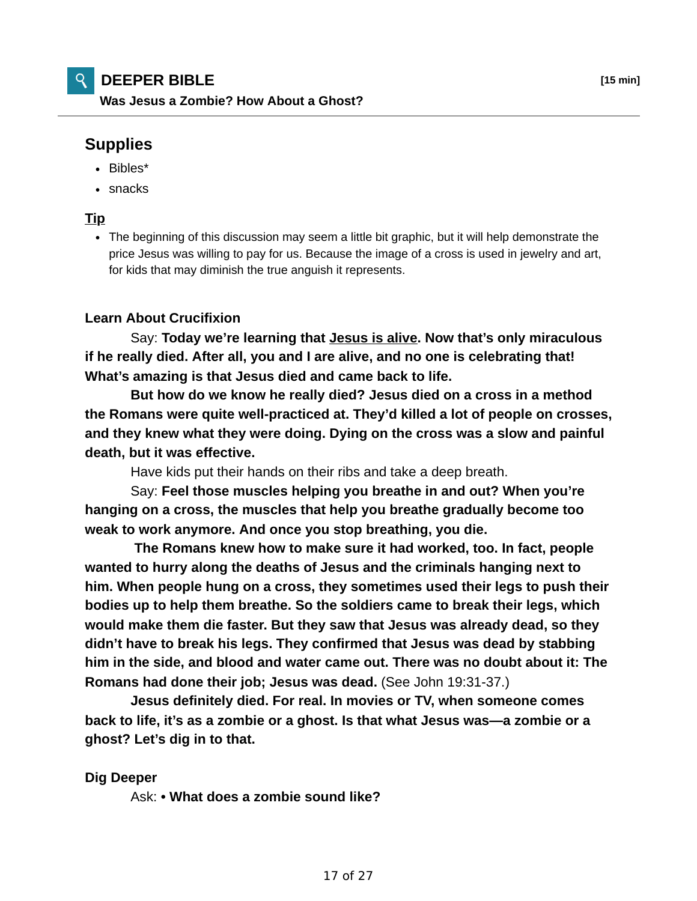# DEEPER BIBLE

**[15 min]**

**Was Jesus a Zombie? How About a Ghost?**

## Supplies

- Bibles*
- snacks

**Tip**

- The beginning of this discussion may seem a little bit graphic, but it will help demonstrate the price Jesus was willing to pay for us. Because the image of a cross is used in jewelry and art, for kids that may diminish the true anguish it represents.

**Learn About Crucifixion**

Say: **Today we're learning that Jesus is alive. Now that's only miraculous if he really died. After all, you and I are alive, and no one is celebrating that! What's amazing is that Jesus died and came back to life.**

**But how do we know he really died? Jesus died on a cross in a method the Romans were quite well-practiced at. They'd killed a lot of people on crosses, and they knew what they were doing. Dying on the cross was a slow and painful death, but it was effective.**

Have kids put their hands on their ribs and take a deep breath.

Say: **Feel those muscles helping you breathe in and out? When you're hanging on a cross, the muscles that help you breathe gradually become too weak to work anymore. And once you stop breathing, you die.**

**The Romans knew how to make sure it had worked, too. In fact, people wanted to hurry along the deaths of Jesus and the criminals hanging next to him. When people hung on a cross, they sometimes used their legs to push their bodies up to help them breathe. So the soldiers came to break their legs, which would make them die faster. But they saw that Jesus was already dead, so they didn't have to break his legs. They confirmed that Jesus was dead by stabbing him in the side, and blood and water came out. There was no doubt about it: The Romans had done their job; Jesus was dead.** (See John 19:31-37.)

**Jesus definitely died. For real. In movies or TV, when someone comes back to life, it's as a zombie or a ghost. Is that what Jesus was—a zombie or a ghost? Let's dig in to that.**

**Dig Deeper**

Ask: • **What does a zombie sound like?**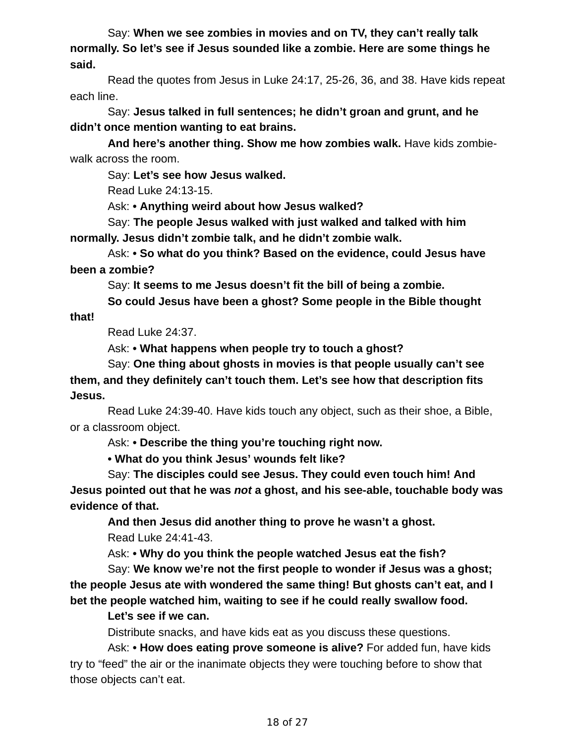Say: **When we see zombies in movies and on TV, they can't really talk normally. So let's see if Jesus sounded like a zombie. Here are some things he said.**

Read the quotes from Jesus in Luke 24:17, 25-26, 36, and 38. Have kids repeat each line.

Say: **Jesus talked in full sentences; he didn't groan and grunt, and he didn't once mention wanting to eat brains.**

**And here's another thing. Show me how zombies walk.** Have kids zombie-walk across the room.

Say: **Let's see how Jesus walked.**

Read Luke 24:13-15.

Ask: **• Anything weird about how Jesus walked?**

Say: **The people Jesus walked with just walked and talked with him normally. Jesus didn't zombie talk, and he didn't zombie walk.**

Ask: **• So what do you think? Based on the evidence, could Jesus have been a zombie?**

Say: **It seems to me Jesus doesn't fit the bill of being a zombie.**

**So could Jesus have been a ghost? Some people in the Bible thought that!**

Read Luke 24:37.

Ask: **• What happens when people try to touch a ghost?**

Say: **One thing about ghosts in movies is that people usually can't see them, and they definitely can't touch them. Let's see how that description fits Jesus.**

Read Luke 24:39-40. Have kids touch any object, such as their shoe, a Bible, or a classroom object.

Ask: **• Describe the thing you're touching right now.**

**• What do you think Jesus' wounds felt like?**

Say: **The disciples could see Jesus. They could even touch him! And Jesus pointed out that he was *not* a ghost, and his see-able, touchable body was evidence of that.**

**And then Jesus did another thing to prove he wasn't a ghost.**

Read Luke 24:41-43.

Ask: **• Why do you think the people watched Jesus eat the fish?**

Say: **We know we're not the first people to wonder if Jesus was a ghost; the people Jesus ate with wondered the same thing! But ghosts can't eat, and I bet the people watched him, waiting to see if he could really swallow food.**

**Let's see if we can.**

Distribute snacks, and have kids eat as you discuss these questions.

Ask: **• How does eating prove someone is alive?** For added fun, have kids try to "feed" the air or the inanimate objects they were touching before to show that those objects can't eat.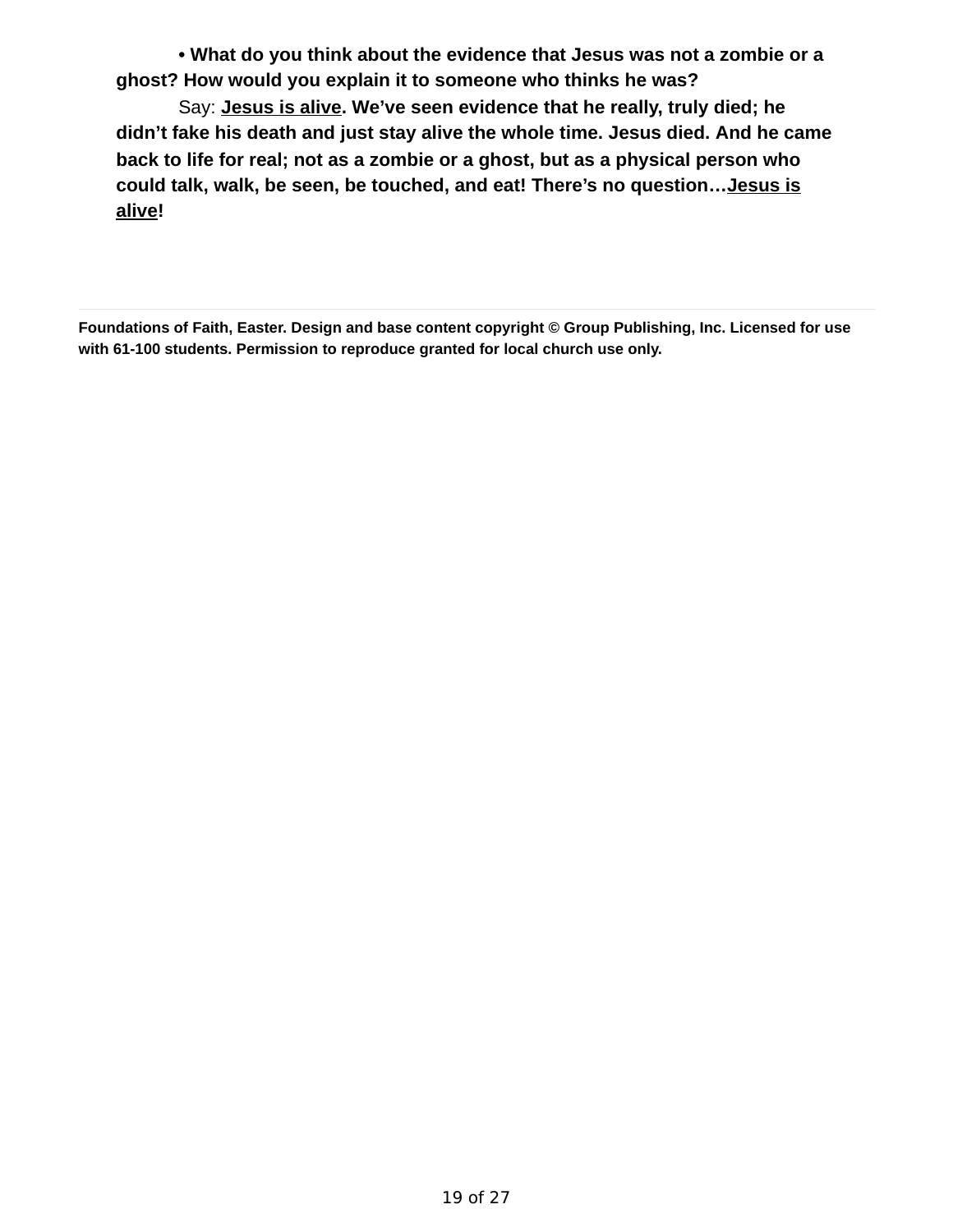• **What do you think about the evidence that Jesus was not a zombie or a ghost? How would you explain it to someone who thinks he was?**

Say: **<u>Jesus is alive</u>. We've seen evidence that he really, truly died; he didn't fake his death and just stay alive the whole time. Jesus died. And he came back to life for real; not as a zombie or a ghost, but as a physical person who could talk, walk, be seen, be touched, and eat! There's no question…<u>Jesus is alive</u>!**

**Foundations of Faith, Easter. Design and base content copyright © Group Publishing, Inc. Licensed for use with 61-100 students. Permission to reproduce granted for local church use only.**